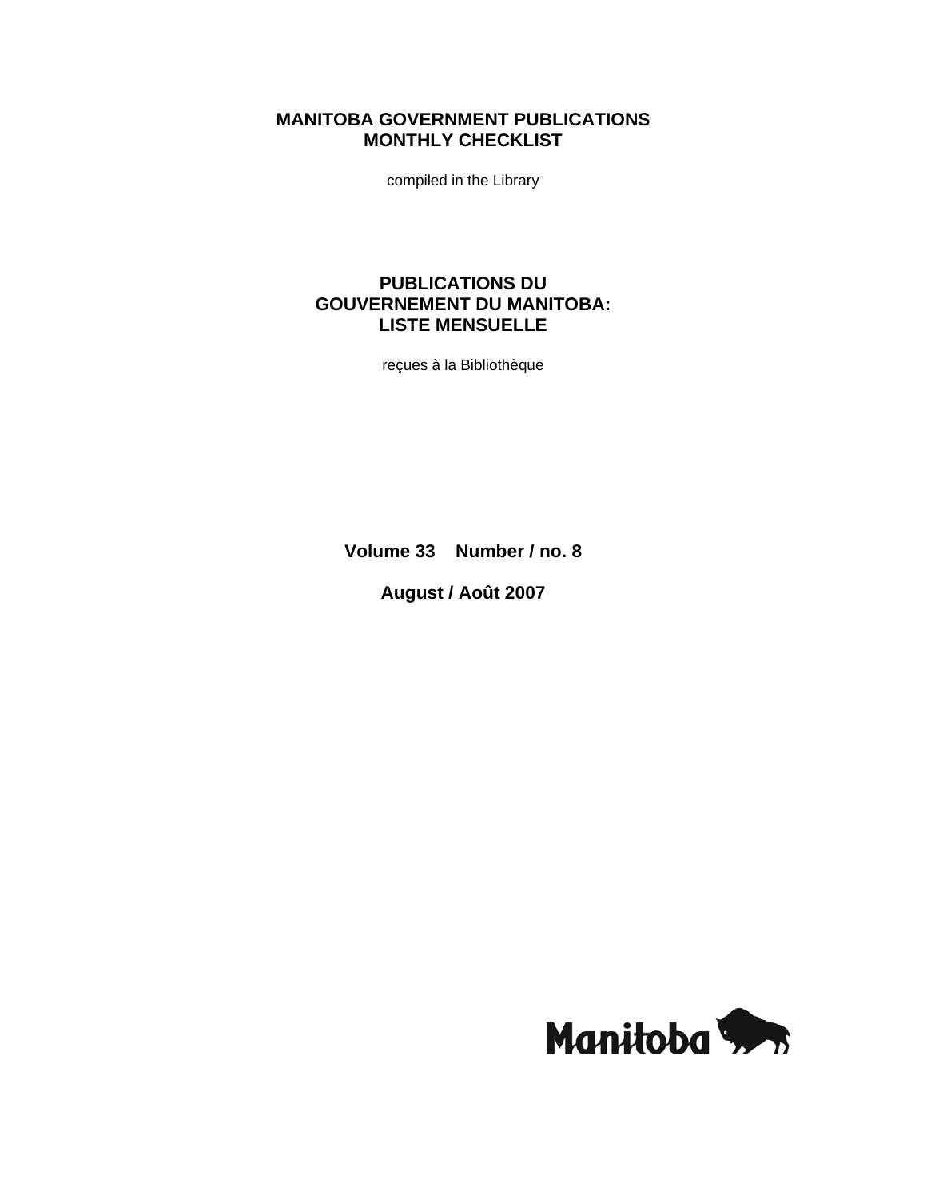# MANITOBA GOVERNMENT PUBLICATIONS
# MONTHLY CHECKLIST

compiled in the Library

# PUBLICATIONS DU
# GOUVERNEMENT DU MANITOBA:
# LISTE MENSUELLE

reçues à la Bibliothèque

**Volume 33    Number / no. 8**

**August / Août 2007**

Manitoba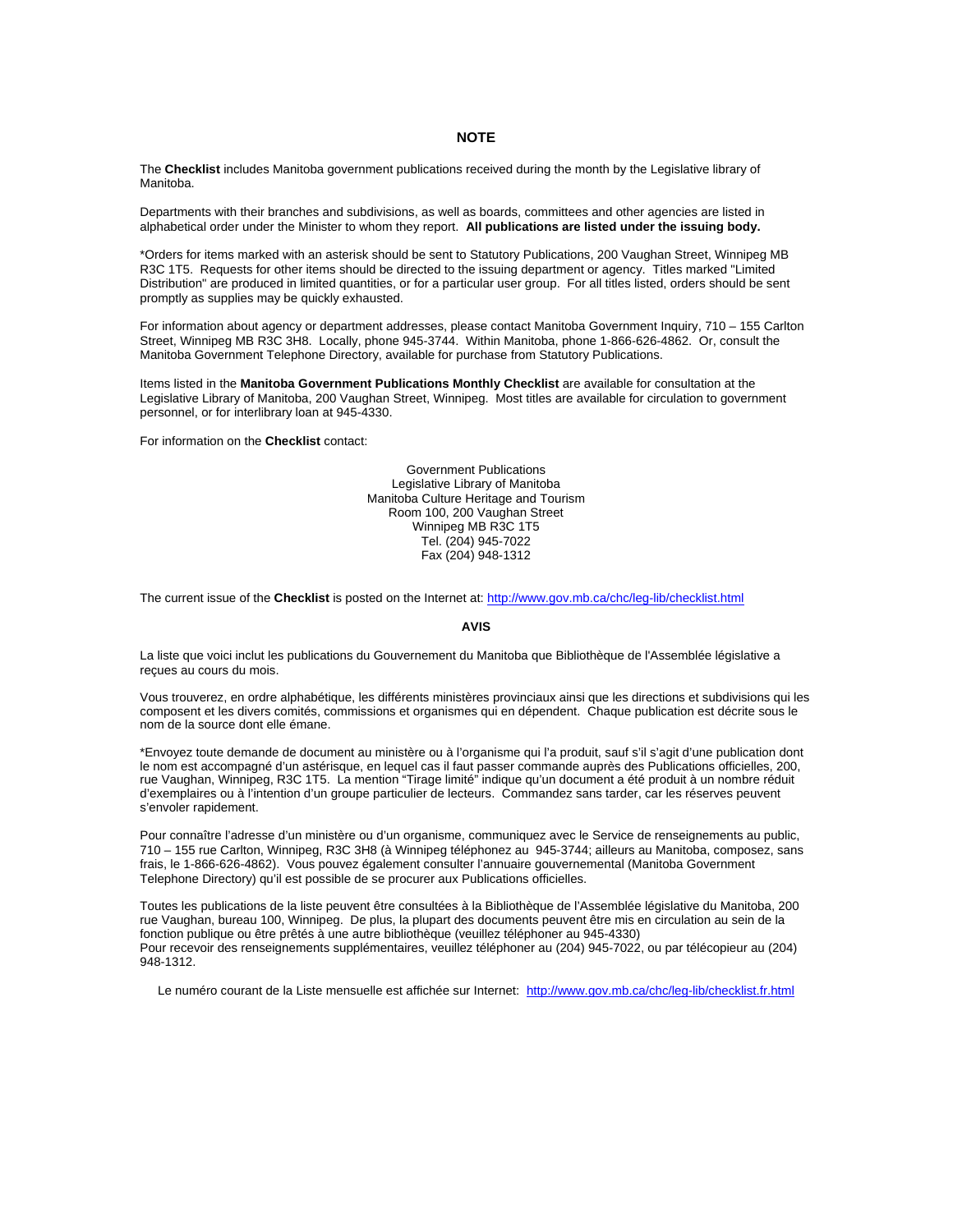## NOTE

The **Checklist** includes Manitoba government publications received during the month by the Legislative library of Manitoba.

Departments with their branches and subdivisions, as well as boards, committees and other agencies are listed in alphabetical order under the Minister to whom they report. **All publications are listed under the issuing body.**

*Orders for items marked with an asterisk should be sent to Statutory Publications, 200 Vaughan Street, Winnipeg MB R3C 1T5. Requests for other items should be directed to the issuing department or agency. Titles marked "Limited Distribution" are produced in limited quantities, or for a particular user group. For all titles listed, orders should be sent promptly as supplies may be quickly exhausted.

For information about agency or department addresses, please contact Manitoba Government Inquiry, 710 – 155 Carlton Street, Winnipeg MB R3C 3H8. Locally, phone 945-3744. Within Manitoba, phone 1-866-626-4862. Or, consult the Manitoba Government Telephone Directory, available for purchase from Statutory Publications.

Items listed in the **Manitoba Government Publications Monthly Checklist** are available for consultation at the Legislative Library of Manitoba, 200 Vaughan Street, Winnipeg. Most titles are available for circulation to government personnel, or for interlibrary loan at 945-4330.

For information on the **Checklist** contact:

Government Publications
Legislative Library of Manitoba
Manitoba Culture Heritage and Tourism
Room 100, 200 Vaughan Street
Winnipeg MB R3C 1T5
Tel. (204) 945-7022
Fax (204) 948-1312

The current issue of the **Checklist** is posted on the Internet at: http://www.gov.mb.ca/chc/leg-lib/checklist.html

## AVIS

La liste que voici inclut les publications du Gouvernement du Manitoba que Bibliothèque de l'Assemblée législative a reçues au cours du mois.

Vous trouverez, en ordre alphabétique, les différents ministères provinciaux ainsi que les directions et subdivisions qui les composent et les divers comités, commissions et organismes qui en dépendent. Chaque publication est décrite sous le nom de la source dont elle émane.

*Envoyez toute demande de document au ministère ou à l'organisme qui l'a produit, sauf s'il s'agit d'une publication dont le nom est accompagné d'un astérisque, en lequel cas il faut passer commande auprès des Publications officielles, 200, rue Vaughan, Winnipeg, R3C 1T5. La mention "Tirage limité" indique qu'un document a été produit à un nombre réduit d'exemplaires ou à l'intention d'un groupe particulier de lecteurs. Commandez sans tarder, car les réserves peuvent s'envoler rapidement.

Pour connaître l'adresse d'un ministère ou d'un organisme, communiquez avec le Service de renseignements au public, 710 – 155 rue Carlton, Winnipeg, R3C 3H8 (à Winnipeg téléphonez au 945-3744; ailleurs au Manitoba, composez, sans frais, le 1-866-626-4862). Vous pouvez également consulter l'annuaire gouvernemental (Manitoba Government Telephone Directory) qu'il est possible de se procurer aux Publications officielles.

Toutes les publications de la liste peuvent être consultées à la Bibliothèque de l'Assemblée législative du Manitoba, 200 rue Vaughan, bureau 100, Winnipeg. De plus, la plupart des documents peuvent être mis en circulation au sein de la fonction publique ou être prêtés à une autre bibliothèque (veuillez téléphoner au 945-4330)
Pour recevoir des renseignements supplémentaires, veuillez téléphoner au (204) 945-7022, ou par télécopieur au (204) 948-1312.

Le numéro courant de la Liste mensuelle est affichée sur Internet: http://www.gov.mb.ca/chc/leg-lib/checklist.fr.html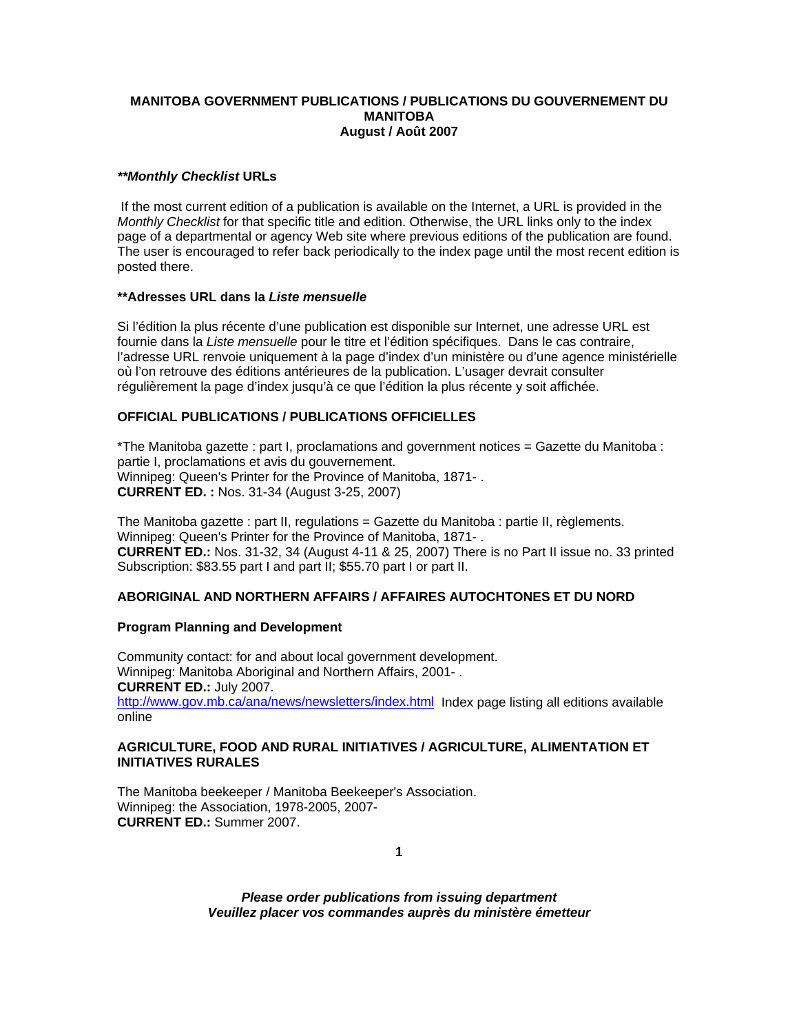**MANITOBA GOVERNMENT PUBLICATIONS / PUBLICATIONS DU GOUVERNEMENT DU MANITOBA**
**August / Août 2007**

### ***Monthly Checklist* URLs**

If the most current edition of a publication is available on the Internet, a URL is provided in the *Monthly Checklist* for that specific title and edition. Otherwise, the URL links only to the index page of a departmental or agency Web site where previous editions of the publication are found. The user is encouraged to refer back periodically to the index page until the most recent edition is posted there.

### **Adresses URL dans la *Liste mensuelle***

Si l'édition la plus récente d'une publication est disponible sur Internet, une adresse URL est fournie dans la *Liste mensuelle* pour le titre et l'édition spécifiques. Dans le cas contraire, l'adresse URL renvoie uniquement à la page d'index d'un ministère ou d'une agence ministérielle où l'on retrouve des éditions antérieures de la publication. L'usager devrait consulter régulièrement la page d'index jusqu'à ce que l'édition la plus récente y soit affichée.

## OFFICIAL PUBLICATIONS / PUBLICATIONS OFFICIELLES

*The Manitoba gazette : part I, proclamations and government notices = Gazette du Manitoba : partie I, proclamations et avis du gouvernement.
Winnipeg: Queen's Printer for the Province of Manitoba, 1871- .
**CURRENT ED. :** Nos. 31-34 (August 3-25, 2007)

The Manitoba gazette : part II, regulations = Gazette du Manitoba : partie II, règlements.
Winnipeg: Queen's Printer for the Province of Manitoba, 1871- .
**CURRENT ED.:** Nos. 31-32, 34 (August 4-11 & 25, 2007) There is no Part II issue no. 33 printed
Subscription: $83.55 part I and part II; $55.70 part I or part II.

## ABORIGINAL AND NORTHERN AFFAIRS / AFFAIRES AUTOCHTONES ET DU NORD

### Program Planning and Development

Community contact: for and about local government development.
Winnipeg: Manitoba Aboriginal and Northern Affairs, 2001- .
**CURRENT ED.:** July 2007.
http://www.gov.mb.ca/ana/news/newsletters/index.html Index page listing all editions available online

## AGRICULTURE, FOOD AND RURAL INITIATIVES / AGRICULTURE, ALIMENTATION ET INITIATIVES RURALES

The Manitoba beekeeper / Manitoba Beekeeper's Association.
Winnipeg: the Association, 1978-2005, 2007-
**CURRENT ED.:** Summer 2007.

***Please order publications from issuing department***
***Veuillez placer vos commandes auprès du ministère émetteur***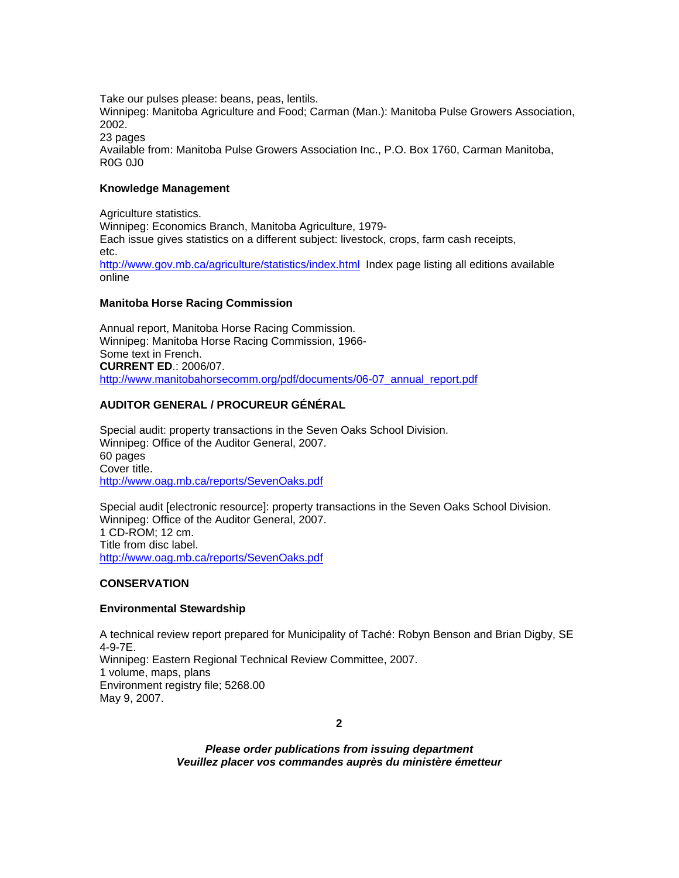Take our pulses please: beans, peas, lentils.
Winnipeg: Manitoba Agriculture and Food; Carman (Man.): Manitoba Pulse Growers Association, 2002.
23 pages
Available from: Manitoba Pulse Growers Association Inc., P.O. Box 1760, Carman Manitoba, R0G 0J0

**Knowledge Management**

Agriculture statistics.
Winnipeg: Economics Branch, Manitoba Agriculture, 1979-
Each issue gives statistics on a different subject: livestock, crops, farm cash receipts, etc.
http://www.gov.mb.ca/agriculture/statistics/index.html Index page listing all editions available online

**Manitoba Horse Racing Commission**

Annual report, Manitoba Horse Racing Commission.
Winnipeg: Manitoba Horse Racing Commission, 1966-
Some text in French.
**CURRENT ED**.: 2006/07.
http://www.manitobahorsecomm.org/pdf/documents/06-07_annual_report.pdf

**AUDITOR GENERAL / PROCUREUR GÉNÉRAL**

Special audit: property transactions in the Seven Oaks School Division.
Winnipeg: Office of the Auditor General, 2007.
60 pages
Cover title.
http://www.oag.mb.ca/reports/SevenOaks.pdf

Special audit [electronic resource]: property transactions in the Seven Oaks School Division.
Winnipeg: Office of the Auditor General, 2007.
1 CD-ROM; 12 cm.
Title from disc label.
http://www.oag.mb.ca/reports/SevenOaks.pdf

**CONSERVATION**

**Environmental Stewardship**

A technical review report prepared for Municipality of Taché: Robyn Benson and Brian Digby, SE 4-9-7E.
Winnipeg: Eastern Regional Technical Review Committee, 2007.
1 volume, maps, plans
Environment registry file; 5268.00
May 9, 2007.

***Please order publications from issuing department***
***Veuillez placer vos commandes auprès du ministère émetteur***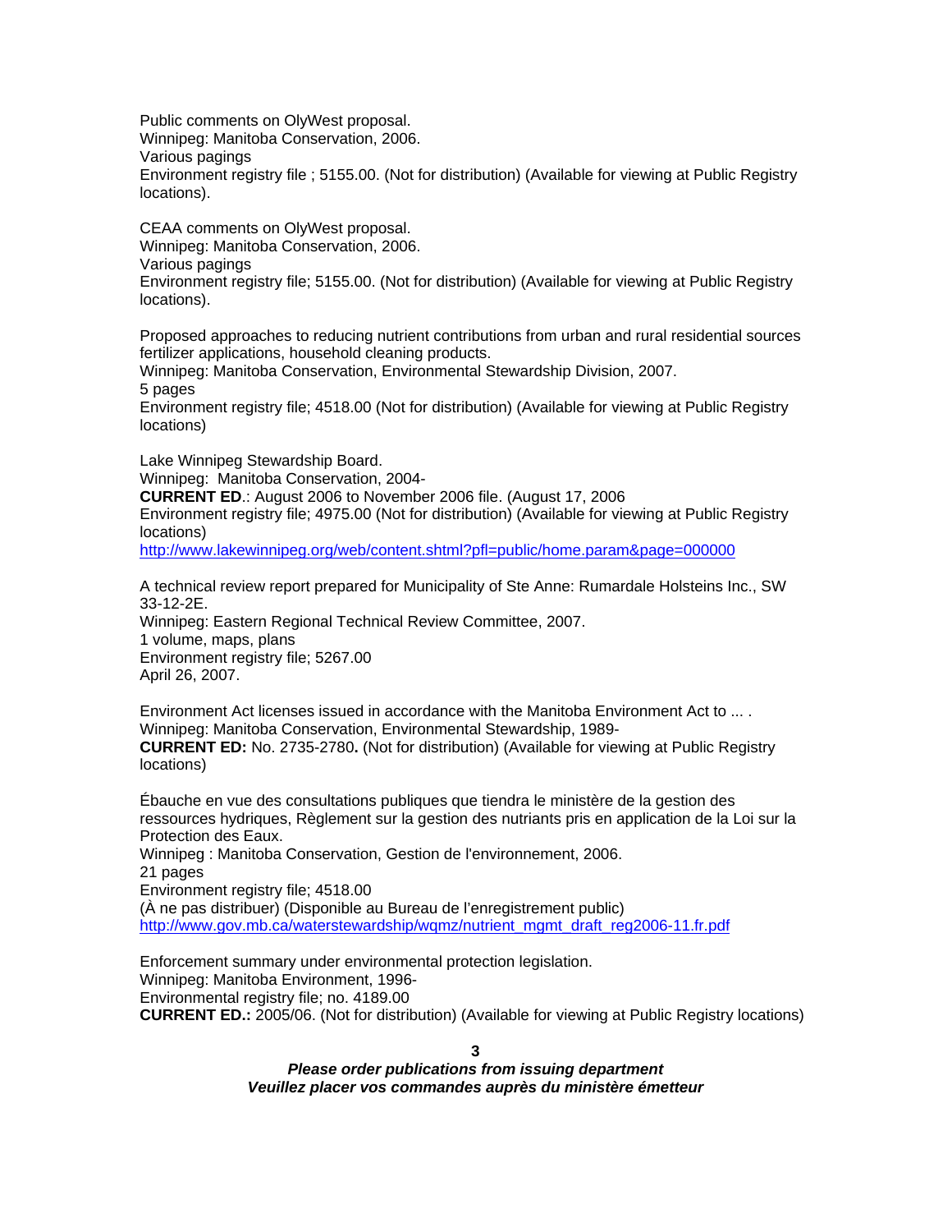Public comments on OlyWest proposal.
Winnipeg: Manitoba Conservation, 2006.
Various pagings
Environment registry file ; 5155.00. (Not for distribution) (Available for viewing at Public Registry locations).

CEAA comments on OlyWest proposal.
Winnipeg: Manitoba Conservation, 2006.
Various pagings
Environment registry file; 5155.00. (Not for distribution) (Available for viewing at Public Registry locations).

Proposed approaches to reducing nutrient contributions from urban and rural residential sources fertilizer applications, household cleaning products.
Winnipeg: Manitoba Conservation, Environmental Stewardship Division, 2007.
5 pages
Environment registry file; 4518.00 (Not for distribution) (Available for viewing at Public Registry locations)

Lake Winnipeg Stewardship Board.
Winnipeg: Manitoba Conservation, 2004-
**CURRENT ED**.: August 2006 to November 2006 file. (August 17, 2006
Environment registry file; 4975.00 (Not for distribution) (Available for viewing at Public Registry locations)
http://www.lakewinnipeg.org/web/content.shtml?pfl=public/home.param&page=000000

A technical review report prepared for Municipality of Ste Anne: Rumardale Holsteins Inc., SW 33-12-2E.
Winnipeg: Eastern Regional Technical Review Committee, 2007.
1 volume, maps, plans
Environment registry file; 5267.00
April 26, 2007.

Environment Act licenses issued in accordance with the Manitoba Environment Act to ... .
Winnipeg: Manitoba Conservation, Environmental Stewardship, 1989-
**CURRENT ED:** No. 2735-2780**.** (Not for distribution) (Available for viewing at Public Registry locations)

Ébauche en vue des consultations publiques que tiendra le ministère de la gestion des ressources hydriques, Règlement sur la gestion des nutriants pris en application de la Loi sur la Protection des Eaux.
Winnipeg : Manitoba Conservation, Gestion de l'environnement, 2006.
21 pages
Environment registry file; 4518.00
(À ne pas distribuer) (Disponible au Bureau de l'enregistrement public)
http://www.gov.mb.ca/waterstewardship/wqmz/nutrient_mgmt_draft_reg2006-11.fr.pdf

Enforcement summary under environmental protection legislation.
Winnipeg: Manitoba Environment, 1996-
Environmental registry file; no. 4189.00
**CURRENT ED.:** 2005/06. (Not for distribution) (Available for viewing at Public Registry locations)

***Please order publications from issuing department***
***Veuillez placer vos commandes auprès du ministère émetteur***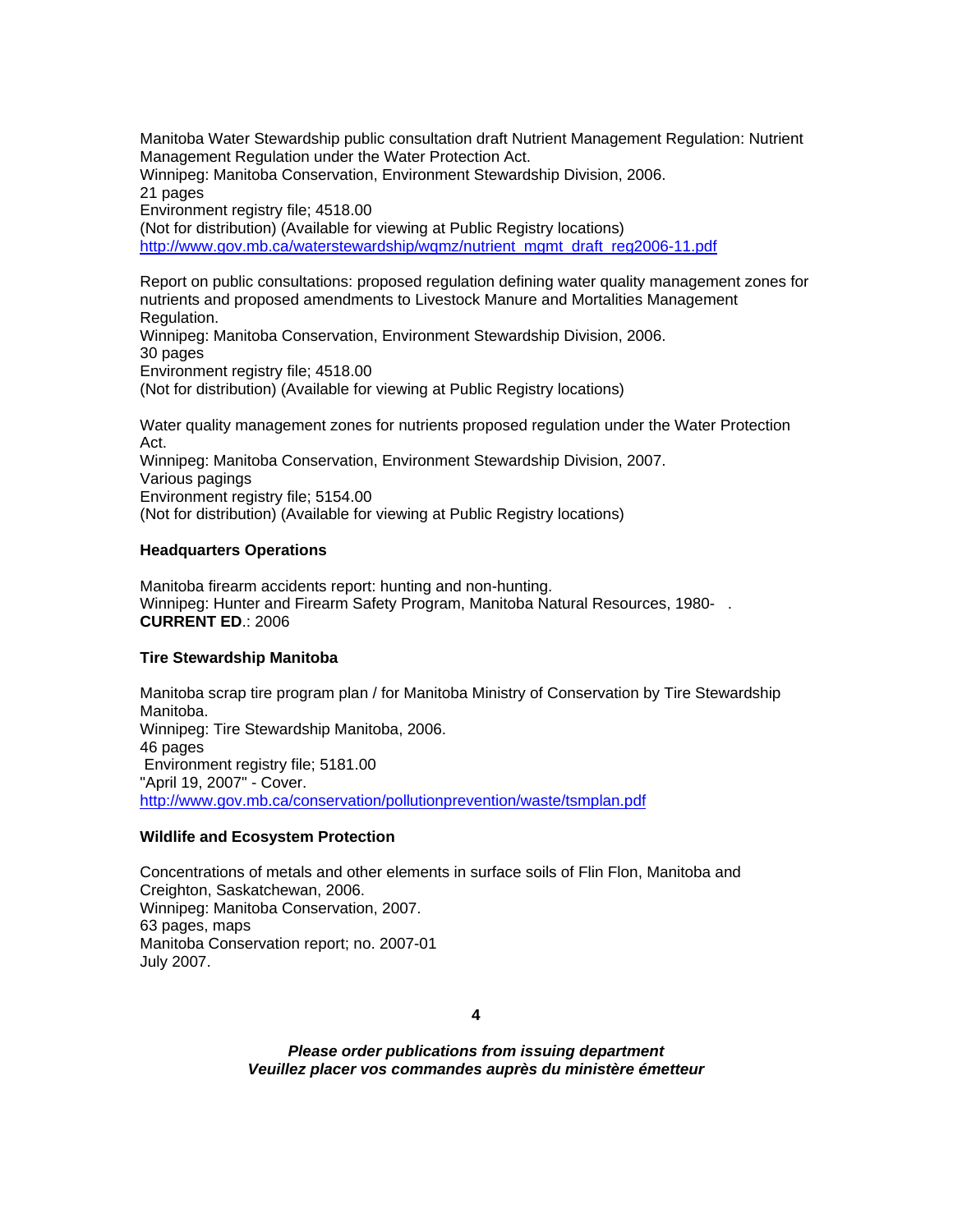Manitoba Water Stewardship public consultation draft Nutrient Management Regulation: Nutrient Management Regulation under the Water Protection Act.
Winnipeg: Manitoba Conservation, Environment Stewardship Division, 2006.
21 pages
Environment registry file; 4518.00
(Not for distribution) (Available for viewing at Public Registry locations)
http://www.gov.mb.ca/waterstewardship/wqmz/nutrient_mgmt_draft_reg2006-11.pdf

Report on public consultations: proposed regulation defining water quality management zones for nutrients and proposed amendments to Livestock Manure and Mortalities Management Regulation.
Winnipeg: Manitoba Conservation, Environment Stewardship Division, 2006.
30 pages
Environment registry file; 4518.00
(Not for distribution) (Available for viewing at Public Registry locations)

Water quality management zones for nutrients proposed regulation under the Water Protection Act.
Winnipeg: Manitoba Conservation, Environment Stewardship Division, 2007.
Various pagings
Environment registry file; 5154.00
(Not for distribution) (Available for viewing at Public Registry locations)

**Headquarters Operations**

Manitoba firearm accidents report: hunting and non-hunting.
Winnipeg: Hunter and Firearm Safety Program, Manitoba Natural Resources, 1980- .
**CURRENT ED**.: 2006

**Tire Stewardship Manitoba**

Manitoba scrap tire program plan / for Manitoba Ministry of Conservation by Tire Stewardship Manitoba.
Winnipeg: Tire Stewardship Manitoba, 2006.
46 pages
Environment registry file; 5181.00
"April 19, 2007" - Cover.
http://www.gov.mb.ca/conservation/pollutionprevention/waste/tsmplan.pdf

**Wildlife and Ecosystem Protection**

Concentrations of metals and other elements in surface soils of Flin Flon, Manitoba and Creighton, Saskatchewan, 2006.
Winnipeg: Manitoba Conservation, 2007.
63 pages, maps
Manitoba Conservation report; no. 2007-01
July 2007.

***Please order publications from issuing department***
***Veuillez placer vos commandes auprès du ministère émetteur***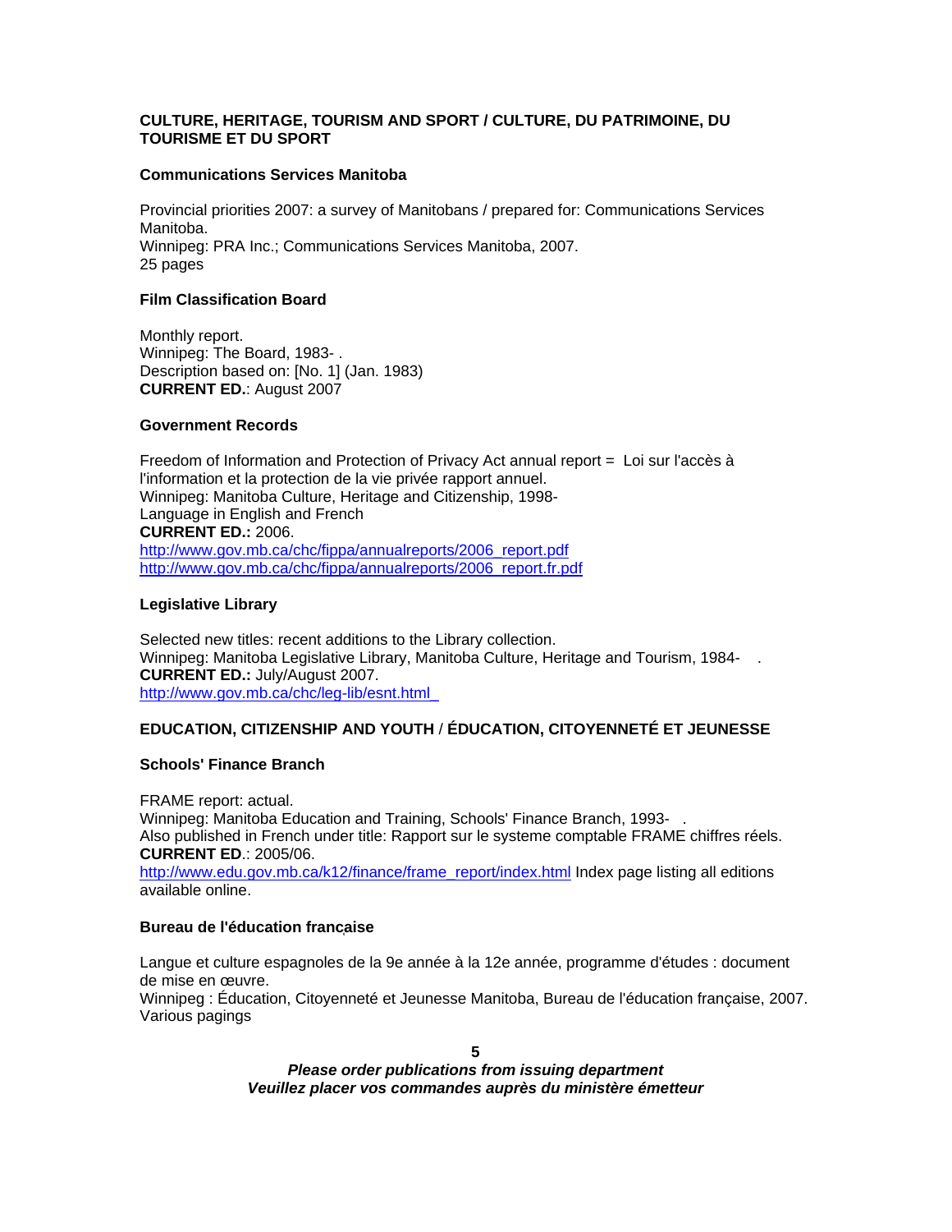## CULTURE, HERITAGE, TOURISM AND SPORT / CULTURE, DU PATRIMOINE, DU TOURISME ET DU SPORT

### Communications Services Manitoba

Provincial priorities 2007: a survey of Manitobans / prepared for: Communications Services Manitoba.
Winnipeg: PRA Inc.; Communications Services Manitoba, 2007.
25 pages

### Film Classification Board

Monthly report.
Winnipeg: The Board, 1983- .
Description based on: [No. 1] (Jan. 1983)
**CURRENT ED.**: August 2007

### Government Records

Freedom of Information and Protection of Privacy Act annual report = Loi sur l'accès à l'information et la protection de la vie privée rapport annuel.
Winnipeg: Manitoba Culture, Heritage and Citizenship, 1998-
Language in English and French
**CURRENT ED.:** 2006.
http://www.gov.mb.ca/chc/fippa/annualreports/2006_report.pdf
http://www.gov.mb.ca/chc/fippa/annualreports/2006_report.fr.pdf

### Legislative Library

Selected new titles: recent additions to the Library collection.
Winnipeg: Manitoba Legislative Library, Manitoba Culture, Heritage and Tourism, 1984- .
**CURRENT ED.:** July/August 2007.
http://www.gov.mb.ca/chc/leg-lib/esnt.html

## EDUCATION, CITIZENSHIP AND YOUTH / ÉDUCATION, CITOYENNETÉ ET JEUNESSE

### Schools' Finance Branch

FRAME report: actual.
Winnipeg: Manitoba Education and Training, Schools' Finance Branch, 1993- .
Also published in French under title: Rapport sur le systeme comptable FRAME chiffres réels.
**CURRENT ED**.: 2005/06.
http://www.edu.gov.mb.ca/k12/finance/frame_report/index.html Index page listing all editions available online.

### Bureau de l'éducation française

Langue et culture espagnoles de la 9e année à la 12e année, programme d'études : document de mise en œuvre.
Winnipeg : Éducation, Citoyenneté et Jeunesse Manitoba, Bureau de l'éducation française, 2007.
Various pagings

***Please order publications from issuing department***
***Veuillez placer vos commandes auprès du ministère émetteur***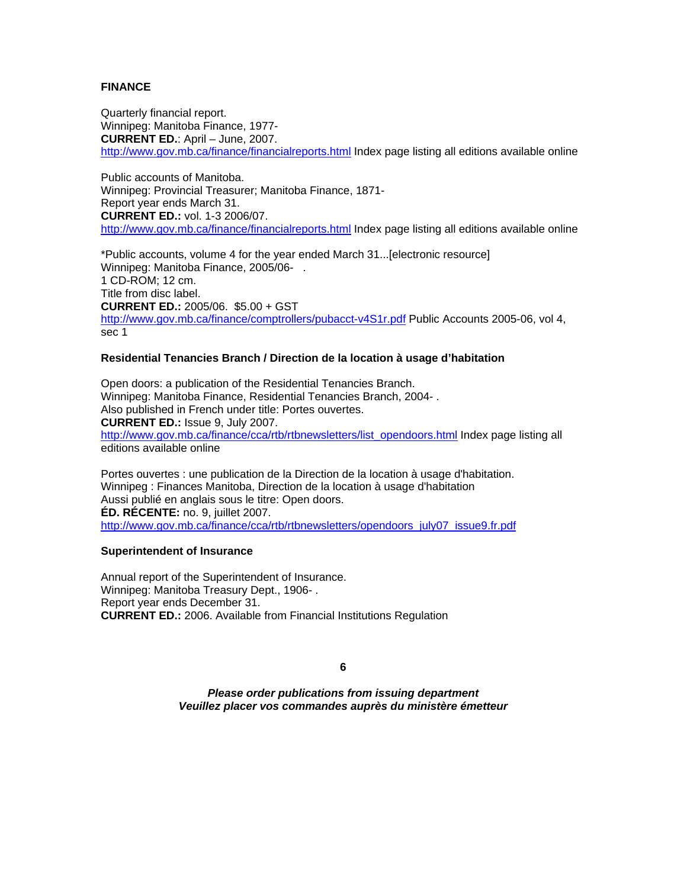**FINANCE**

Quarterly financial report.
Winnipeg: Manitoba Finance, 1977-
**CURRENT ED.**: April – June, 2007.
http://www.gov.mb.ca/finance/financialreports.html Index page listing all editions available online

Public accounts of Manitoba.
Winnipeg: Provincial Treasurer; Manitoba Finance, 1871-
Report year ends March 31.
**CURRENT ED.:** vol. 1-3 2006/07.
http://www.gov.mb.ca/finance/financialreports.html Index page listing all editions available online

*Public accounts, volume 4 for the year ended March 31...[electronic resource]
Winnipeg: Manitoba Finance, 2005/06- .
1 CD-ROM; 12 cm.
Title from disc label.
**CURRENT ED.:** 2005/06. $5.00 + GST
http://www.gov.mb.ca/finance/comptrollers/pubacct-v4S1r.pdf Public Accounts 2005-06, vol 4, sec 1

**Residential Tenancies Branch / Direction de la location à usage d'habitation**

Open doors: a publication of the Residential Tenancies Branch.
Winnipeg: Manitoba Finance, Residential Tenancies Branch, 2004- .
Also published in French under title: Portes ouvertes.
**CURRENT ED.:** Issue 9, July 2007.
http://www.gov.mb.ca/finance/cca/rtb/rtbnewsletters/list_opendoors.html Index page listing all editions available online

Portes ouvertes : une publication de la Direction de la location à usage d'habitation.
Winnipeg : Finances Manitoba, Direction de la location à usage d'habitation
Aussi publié en anglais sous le titre: Open doors.
**ÉD. RÉCENTE:** no. 9, juillet 2007.
http://www.gov.mb.ca/finance/cca/rtb/rtbnewsletters/opendoors_july07_issue9.fr.pdf

**Superintendent of Insurance**

Annual report of the Superintendent of Insurance.
Winnipeg: Manitoba Treasury Dept., 1906- .
Report year ends December 31.
**CURRENT ED.:** 2006. Available from Financial Institutions Regulation

***Please order publications from issuing department***
***Veuillez placer vos commandes auprès du ministère émetteur***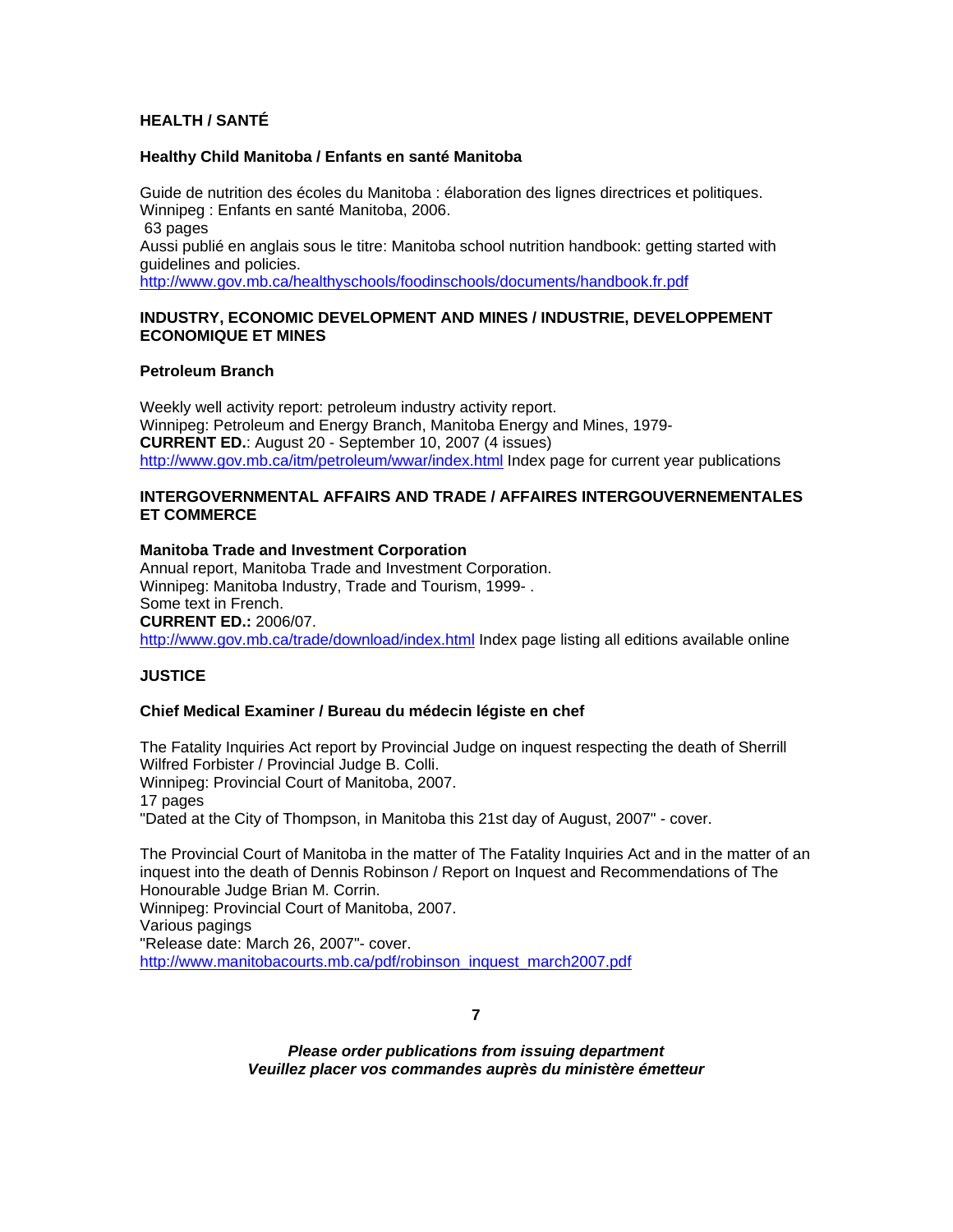## HEALTH / SANTÉ

### Healthy Child Manitoba / Enfants en santé Manitoba

Guide de nutrition des écoles du Manitoba : élaboration des lignes directrices et politiques.
Winnipeg : Enfants en santé Manitoba, 2006.
63 pages
Aussi publié en anglais sous le titre: Manitoba school nutrition handbook: getting started with guidelines and policies.
http://www.gov.mb.ca/healthyschools/foodinschools/documents/handbook.fr.pdf

## INDUSTRY, ECONOMIC DEVELOPMENT AND MINES / INDUSTRIE, DEVELOPPEMENT ECONOMIQUE ET MINES

### Petroleum Branch

Weekly well activity report: petroleum industry activity report.
Winnipeg: Petroleum and Energy Branch, Manitoba Energy and Mines, 1979-
**CURRENT ED.**: August 20 - September 10, 2007 (4 issues)
http://www.gov.mb.ca/itm/petroleum/wwar/index.html Index page for current year publications

## INTERGOVERNMENTAL AFFAIRS AND TRADE / AFFAIRES INTERGOUVERNEMENTALES ET COMMERCE

### Manitoba Trade and Investment Corporation

Annual report, Manitoba Trade and Investment Corporation.
Winnipeg: Manitoba Industry, Trade and Tourism, 1999- .
Some text in French.
**CURRENT ED.:** 2006/07.
http://www.gov.mb.ca/trade/download/index.html Index page listing all editions available online

## JUSTICE

### Chief Medical Examiner / Bureau du médecin légiste en chef

The Fatality Inquiries Act report by Provincial Judge on inquest respecting the death of Sherrill Wilfred Forbister / Provincial Judge B. Colli.
Winnipeg: Provincial Court of Manitoba, 2007.
17 pages
"Dated at the City of Thompson, in Manitoba this 21st day of August, 2007" - cover.

The Provincial Court of Manitoba in the matter of The Fatality Inquiries Act and in the matter of an inquest into the death of Dennis Robinson / Report on Inquest and Recommendations of The Honourable Judge Brian M. Corrin.
Winnipeg: Provincial Court of Manitoba, 2007.
Various pagings
"Release date: March 26, 2007"- cover.
http://www.manitobacourts.mb.ca/pdf/robinson_inquest_march2007.pdf

***Please order publications from issuing department***
***Veuillez placer vos commandes auprès du ministère émetteur***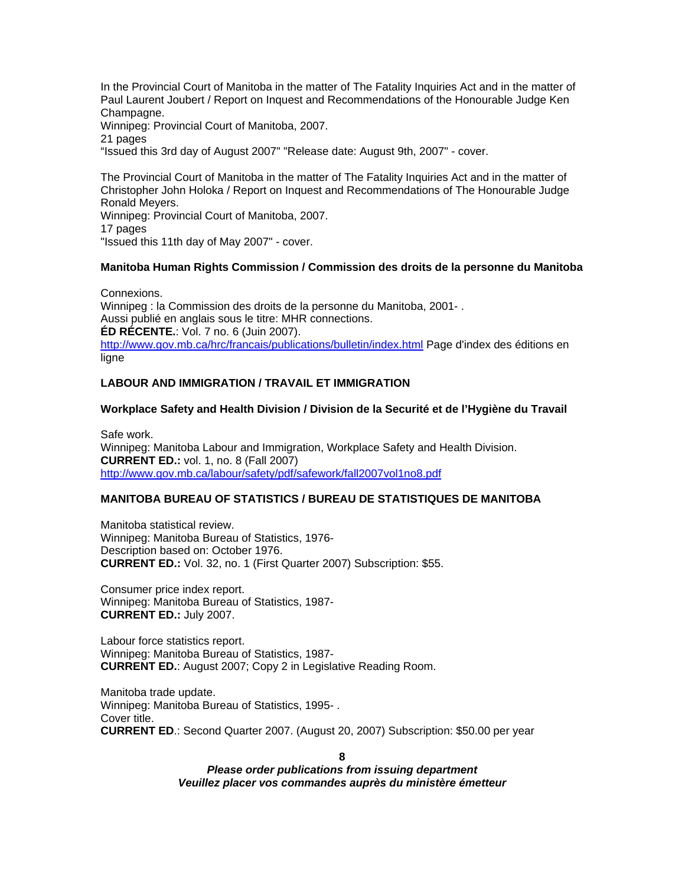In the Provincial Court of Manitoba in the matter of The Fatality Inquiries Act and in the matter of Paul Laurent Joubert / Report on Inquest and Recommendations of the Honourable Judge Ken Champagne.
Winnipeg: Provincial Court of Manitoba, 2007.
21 pages
"Issued this 3rd day of August 2007" "Release date: August 9th, 2007" - cover.

The Provincial Court of Manitoba in the matter of The Fatality Inquiries Act and in the matter of Christopher John Holoka / Report on Inquest and Recommendations of The Honourable Judge Ronald Meyers.
Winnipeg: Provincial Court of Manitoba, 2007.
17 pages
"Issued this 11th day of May 2007" - cover.

**Manitoba Human Rights Commission / Commission des droits de la personne du Manitoba**

Connexions.
Winnipeg : la Commission des droits de la personne du Manitoba, 2001- .
Aussi publié en anglais sous le titre: MHR connections.
**ÉD RÉCENTE.**: Vol. 7 no. 6 (Juin 2007).
http://www.gov.mb.ca/hrc/francais/publications/bulletin/index.html Page d'index des éditions en ligne

**LABOUR AND IMMIGRATION / TRAVAIL ET IMMIGRATION**

**Workplace Safety and Health Division / Division de la Securité et de l'Hygiène du Travail**

Safe work.
Winnipeg: Manitoba Labour and Immigration, Workplace Safety and Health Division.
**CURRENT ED.:** vol. 1, no. 8 (Fall 2007)
http://www.gov.mb.ca/labour/safety/pdf/safework/fall2007vol1no8.pdf

**MANITOBA BUREAU OF STATISTICS / BUREAU DE STATISTIQUES DE MANITOBA**

Manitoba statistical review.
Winnipeg: Manitoba Bureau of Statistics, 1976-
Description based on: October 1976.
**CURRENT ED.:** Vol. 32, no. 1 (First Quarter 2007) Subscription: $55.

Consumer price index report.
Winnipeg: Manitoba Bureau of Statistics, 1987-
**CURRENT ED.:** July 2007.

Labour force statistics report.
Winnipeg: Manitoba Bureau of Statistics, 1987-
**CURRENT ED.**: August 2007; Copy 2 in Legislative Reading Room.

Manitoba trade update.
Winnipeg: Manitoba Bureau of Statistics, 1995- .
Cover title.
**CURRENT ED**.: Second Quarter 2007. (August 20, 2007) Subscription: $50.00 per year

***Please order publications from issuing department***
***Veuillez placer vos commandes auprès du ministère émetteur***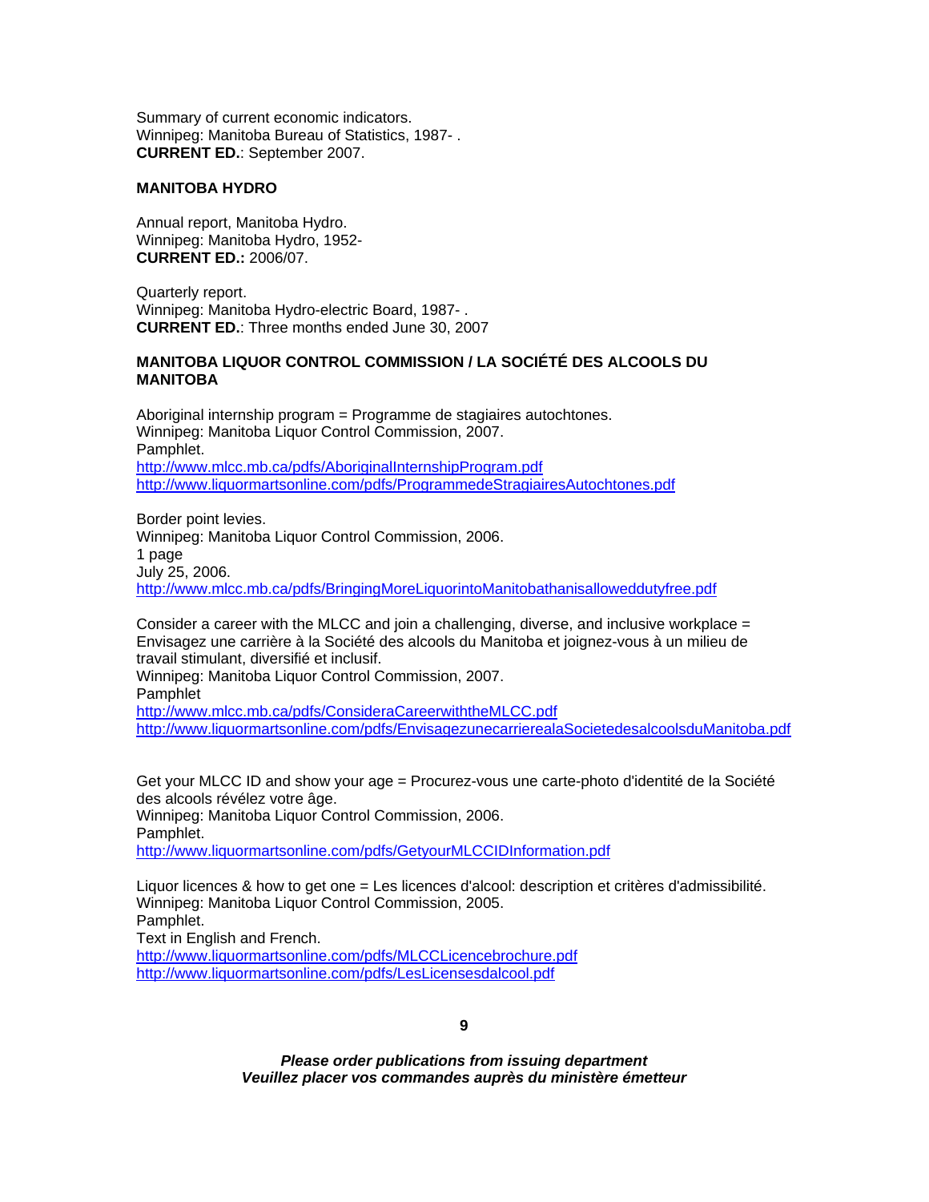Summary of current economic indicators.
Winnipeg: Manitoba Bureau of Statistics, 1987- .
**CURRENT ED.**: September 2007.

**MANITOBA HYDRO**

Annual report, Manitoba Hydro.
Winnipeg: Manitoba Hydro, 1952-
**CURRENT ED.:** 2006/07.

Quarterly report.
Winnipeg: Manitoba Hydro-electric Board, 1987- .
**CURRENT ED.**: Three months ended June 30, 2007

**MANITOBA LIQUOR CONTROL COMMISSION / LA SOCIÉTÉ DES ALCOOLS DU MANITOBA**

Aboriginal internship program = Programme de stagiaires autochtones.
Winnipeg: Manitoba Liquor Control Commission, 2007.
Pamphlet.
http://www.mlcc.mb.ca/pdfs/AboriginalInternshipProgram.pdf
http://www.liquormartsonline.com/pdfs/ProgrammedeStragiairesAutochtones.pdf

Border point levies.
Winnipeg: Manitoba Liquor Control Commission, 2006.
1 page
July 25, 2006.
http://www.mlcc.mb.ca/pdfs/BringingMoreLiquorintoManitobathanisalloweddutyfree.pdf

Consider a career with the MLCC and join a challenging, diverse, and inclusive workplace = Envisagez une carrière à la Société des alcools du Manitoba et joignez-vous à un milieu de travail stimulant, diversifié et inclusif.
Winnipeg: Manitoba Liquor Control Commission, 2007.
Pamphlet
http://www.mlcc.mb.ca/pdfs/ConsideraCareerwiththeMLCC.pdf
http://www.liquormartsonline.com/pdfs/EnvisagezunecarrierealaSocietedesalcoolsduManitoba.pdf

Get your MLCC ID and show your age = Procurez-vous une carte-photo d'identité de la Société des alcools révélez votre âge.
Winnipeg: Manitoba Liquor Control Commission, 2006.
Pamphlet.
http://www.liquormartsonline.com/pdfs/GetyourMLCCIDInformation.pdf

Liquor licences & how to get one = Les licences d'alcool: description et critères d'admissibilité.
Winnipeg: Manitoba Liquor Control Commission, 2005.
Pamphlet.
Text in English and French.
http://www.liquormartsonline.com/pdfs/MLCCLicencebrochure.pdf
http://www.liquormartsonline.com/pdfs/LesLicensesdalcool.pdf

***Please order publications from issuing department***
***Veuillez placer vos commandes auprès du ministère émetteur***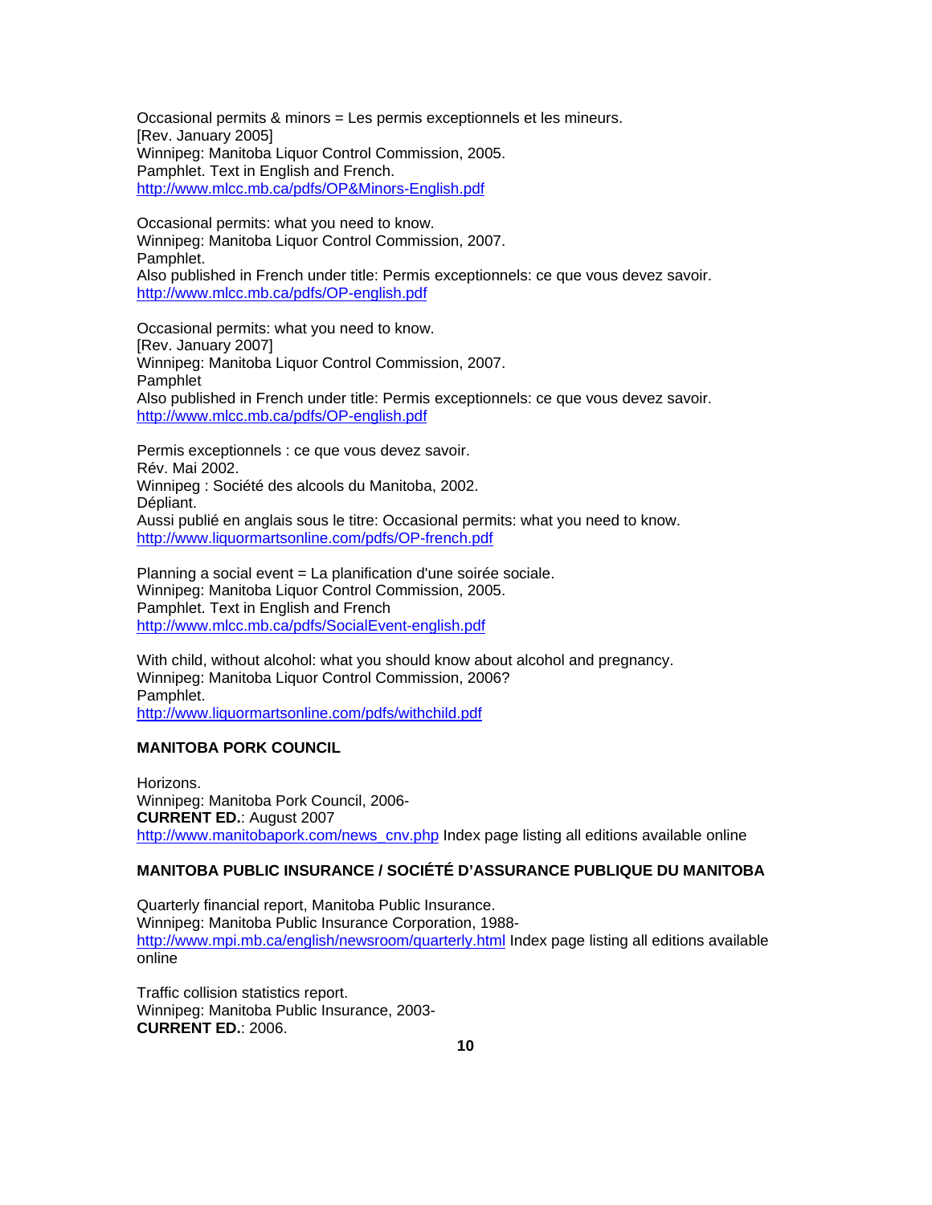Occasional permits & minors = Les permis exceptionnels et les mineurs.
[Rev. January 2005]
Winnipeg: Manitoba Liquor Control Commission, 2005.
Pamphlet. Text in English and French.
http://www.mlcc.mb.ca/pdfs/OP&Minors-English.pdf

Occasional permits: what you need to know.
Winnipeg: Manitoba Liquor Control Commission, 2007.
Pamphlet.
Also published in French under title: Permis exceptionnels: ce que vous devez savoir.
http://www.mlcc.mb.ca/pdfs/OP-english.pdf

Occasional permits: what you need to know.
[Rev. January 2007]
Winnipeg: Manitoba Liquor Control Commission, 2007.
Pamphlet
Also published in French under title: Permis exceptionnels: ce que vous devez savoir.
http://www.mlcc.mb.ca/pdfs/OP-english.pdf

Permis exceptionnels : ce que vous devez savoir.
Rév. Mai 2002.
Winnipeg : Société des alcools du Manitoba, 2002.
Dépliant.
Aussi publié en anglais sous le titre: Occasional permits: what you need to know.
http://www.liquormartsonline.com/pdfs/OP-french.pdf

Planning a social event = La planification d'une soirée sociale.
Winnipeg: Manitoba Liquor Control Commission, 2005.
Pamphlet. Text in English and French
http://www.mlcc.mb.ca/pdfs/SocialEvent-english.pdf

With child, without alcohol: what you should know about alcohol and pregnancy.
Winnipeg: Manitoba Liquor Control Commission, 2006?
Pamphlet.
http://www.liquormartsonline.com/pdfs/withchild.pdf

**MANITOBA PORK COUNCIL**

Horizons.
Winnipeg: Manitoba Pork Council, 2006-
**CURRENT ED.**: August 2007
http://www.manitobapork.com/news_cnv.php Index page listing all editions available online

**MANITOBA PUBLIC INSURANCE / SOCIÉTÉ D'ASSURANCE PUBLIQUE DU MANITOBA**

Quarterly financial report, Manitoba Public Insurance.
Winnipeg: Manitoba Public Insurance Corporation, 1988-
http://www.mpi.mb.ca/english/newsroom/quarterly.html Index page listing all editions available online

Traffic collision statistics report.
Winnipeg: Manitoba Public Insurance, 2003-
**CURRENT ED.**: 2006.